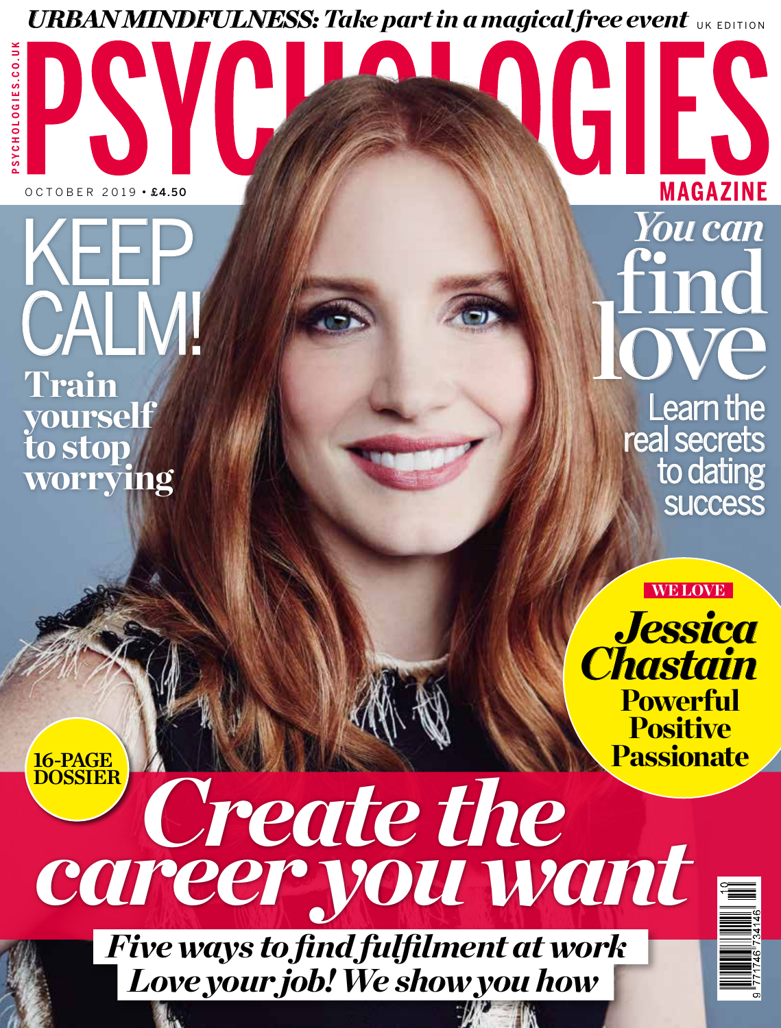***URBAN MINDFULNESS: Take part in a magical free event*** UK EDITION

# PSYCHOLOGIES MAGAZINE

PSYCHOLOGIES.CO.UK

OCTOBER 2019 • £4.50

## KEEP CALM!

**Train yourself to stop worrying**

## *You can* find love

Learn the real secrets to dating success

**WE LOVE**

***Jessica Chastain***

**Powerful Positive Passionate**

**16-PAGE DOSSIER**

## *Create the career you want*

***Five ways to find fulfilment at work***

***Love your job! We show you how***

10

9 771746 734146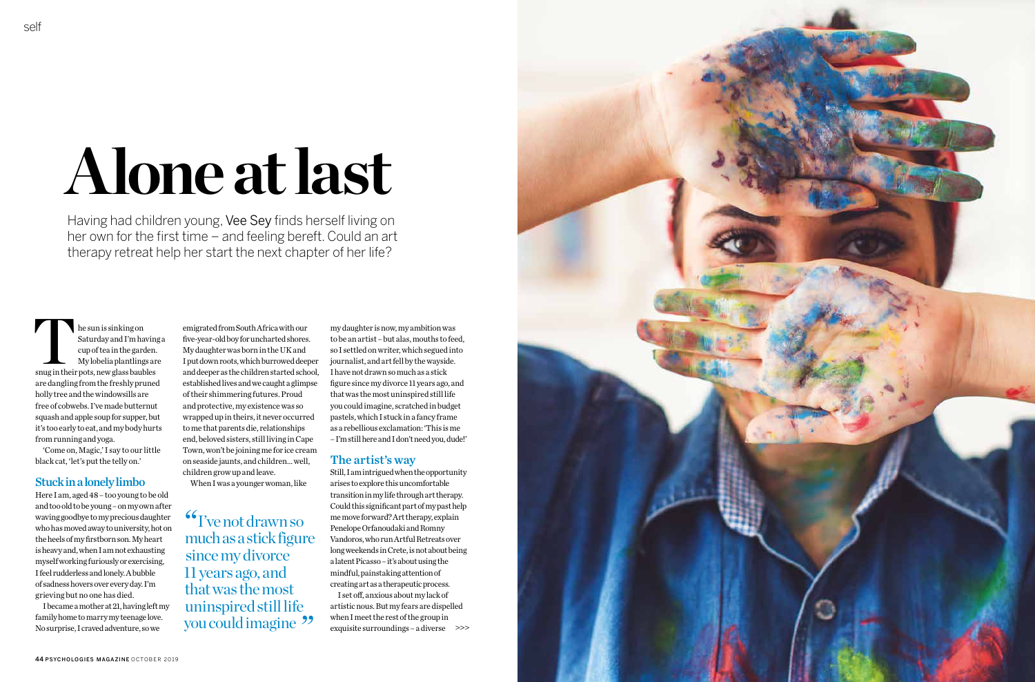# Alone at last

Having had children young, Vee Sey finds herself living on her own for the first time – and feeling bereft. Could an art therapy retreat help her start the next chapter of her life?

The sun is sinking on Saturday and I'm having a cup of tea in the garden. My lobelia plantlings are snug in their pots, new glass baubles are dangling from the freshly pruned holly tree and the windowsills are free of cobwebs. I've made butternut squash and apple soup for supper, but it's too early to eat, and my body hurts from running and yoga.

'Come on, Magic,' I say to our little black cat, 'let's put the telly on.'

## Stuck in a lonely limbo

Here I am, aged 48 – too young to be old and too old to be young – on my own after waving goodbye to my precious daughter who has moved away to university, hot on the heels of my firstborn son. My heart is heavy and, when I am not exhausting myself working furiously or exercising, I feel rudderless and lonely. A bubble of sadness hovers over every day. I'm grieving but no one has died.

I became a mother at 21, having left my family home to marry my teenage love. No surprise, I craved adventure, so we emigrated from South Africa with our five-year-old boy for uncharted shores. My daughter was born in the UK and I put down roots, which burrowed deeper and deeper as the children started school, established lives and we caught a glimpse of their shimmering futures. Proud and protective, my existence was so wrapped up in theirs, it never occurred to me that parents die, relationships end, beloved sisters, still living in Cape Town, won't be joining me for ice cream on seaside jaunts, and children... well, children grow up and leave.

When I was a younger woman, like my daughter is now, my ambition was to be an artist – but alas, mouths to feed, so I settled on writer, which segued into journalist, and art fell by the wayside. I have not drawn so much as a stick figure since my divorce 11 years ago, and that was the most uninspired still life you could imagine, scratched in budget pastels, which I stuck in a fancy frame as a rebellious exclamation: 'This is me – I'm still here and I don't need you, dude!'

> "I've not drawn so much as a stick figure since my divorce 11 years ago, and that was the most uninspired still life you could imagine"

## The artist's way

Still, I am intrigued when the opportunity arises to explore this uncomfortable transition in my life through art therapy. Could this significant part of my past help me move forward? Art therapy, explain Penelope Orfanoudaki and Romny Vandoros, who run Artful Retreats over long weekends in Crete, is not about being a latent Picasso – it's about using the mindful, painstaking attention of creating art as a therapeutic process.

I set off, anxious about my lack of artistic nous. But my fears are dispelled when I meet the rest of the group in exquisite surroundings – a diverse >>>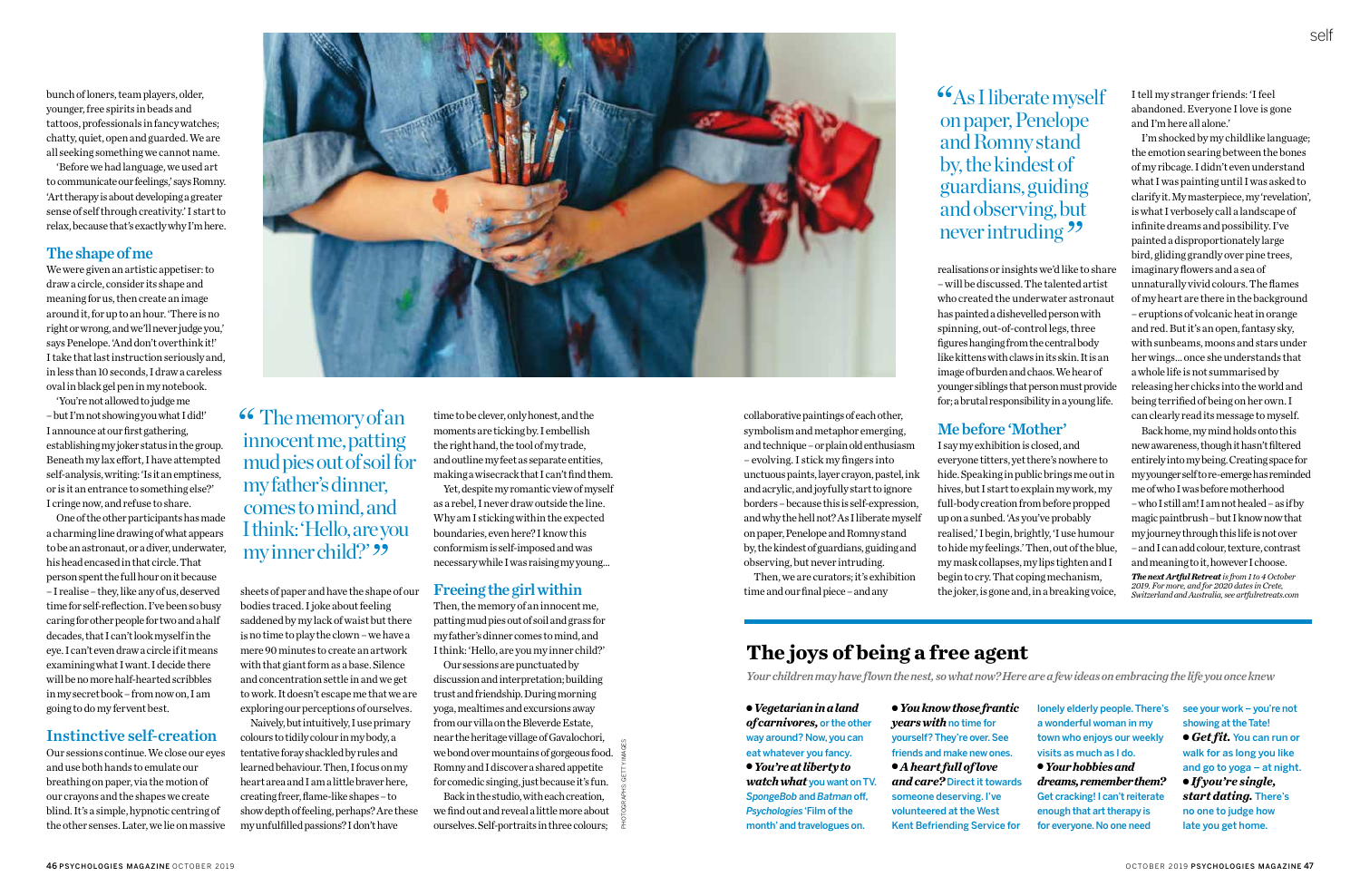bunch of loners, team players, older, younger, free spirits in beads and tattoos, professionals in fancy watches; chatty, quiet, open and guarded. We are all seeking something we cannot name.

'Before we had language, we used art to communicate our feelings,' says Romny. 'Art therapy is about developing a greater sense of self through creativity.' I start to relax, because that's exactly why I'm here.

## The shape of me

We were given an artistic appetiser: to draw a circle, consider its shape and meaning for us, then create an image around it, for up to an hour. 'There is no right or wrong, and we'll never judge you,' says Penelope. 'And don't overthink it!' I take that last instruction seriously and, in less than 10 seconds, I draw a careless oval in black gel pen in my notebook.

'You're not allowed to judge me – but I'm not showing you what I did!' I announce at our first gathering, establishing my joker status in the group. Beneath my lax effort, I have attempted self-analysis, writing: 'Is it an emptiness, or is it an entrance to something else?' I cringe now, and refuse to share.

One of the other participants has made a charming line drawing of what appears to be an astronaut, or a diver, underwater, his head encased in that circle. That person spent the full hour on it because – I realise – they, like any of us, deserved time for self-reflection. I've been so busy caring for other people for two and a half decades, that I can't look myself in the eye. I can't even draw a circle if it means examining what I want. I decide there will be no more half-hearted scribbles in my secret book – from now on, I am going to do my fervent best.

## Instinctive self-creation

Our sessions continue. We close our eyes and use both hands to emulate our breathing on paper, via the motion of our crayons and the shapes we create blind. It's a simple, hypnotic centring of the other senses. Later, we lie on massive sheets of paper and have the shape of our bodies traced. I joke about feeling saddened by my lack of waist but there is no time to play the clown – we have a mere 90 minutes to create an artwork with that giant form as a base. Silence and concentration settle in and we get to work. It doesn't escape me that we are exploring our perceptions of ourselves.

Naively, but intuitively, I use primary colours to tidily colour in my body, a tentative foray shackled by rules and learned behaviour. Then, I focus on my heart area and I am a little braver here, creating freer, flame-like shapes – to show depth of feeling, perhaps? Are these my unfulfilled passions? I don't have time to be clever, only honest, and the moments are ticking by. I embellish the right hand, the tool of my trade, and outline my feet as separate entities, making a wisecrack that I can't find them.

Yet, despite my romantic view of myself as a rebel, I never draw outside the line. Why am I sticking within the expected boundaries, even here? I know this conformism is self-imposed and was necessary while I was raising my young…

> "The memory of an innocent me, patting mud pies out of soil for my father's dinner, comes to mind, and I think: 'Hello, are you my inner child?'"

## Freeing the girl within

Then, the memory of an innocent me, patting mud pies out of soil and grass for my father's dinner comes to mind, and I think: 'Hello, are you my inner child?'

Our sessions are punctuated by discussion and interpretation; building trust and friendship. During morning yoga, mealtimes and excursions away from our villa on the Bleverde Estate, near the heritage village of Gavalochori, we bond over mountains of gorgeous food. Romny and I discover a shared appetite for comedic singing, just because it's fun.

Back in the studio, with each creation, we find out and reveal a little more about ourselves. Self-portraits in three colours; collaborative paintings of each other, symbolism and metaphor emerging, and technique – or plain old enthusiasm – evolving. I stick my fingers into unctuous paints, layer crayon, pastel, ink and acrylic, and joyfully start to ignore borders – because this is self-expression, and why the hell not? As I liberate myself on paper, Penelope and Romny stand by, the kindest of guardians, guiding and observing, but never intruding.

Then, we are curators; it's exhibition time and our final piece – and any realisations or insights we'd like to share – will be discussed. The talented artist who created the underwater astronaut has painted a dishevelled person with spinning, out-of-control legs, three figures hanging from the central body like kittens with claws in its skin. It is an image of burden and chaos. We hear of younger siblings that person must provide for; a brutal responsibility in a young life.

> "As I liberate myself on paper, Penelope and Romny stand by, the kindest of guardians, guiding and observing, but never intruding"

## Me before 'Mother'

I say my exhibition is closed, and everyone titters, yet there's nowhere to hide. Speaking in public brings me out in hives, but I start to explain my work, my full-body creation from before propped up on a sunbed. 'As you've probably realised,' I begin, brightly, 'I use humour to hide my feelings.' Then, out of the blue, my mask collapses, my lips tighten and I begin to cry. That coping mechanism, the joker, is gone and, in a breaking voice, I tell my stranger friends: 'I feel abandoned. Everyone I love is gone and I'm here all alone.'

I'm shocked by my childlike language; the emotion searing between the bones of my ribcage. I didn't even understand what I was painting until I was asked to clarify it. My masterpiece, my 'revelation', is what I verbosely call a landscape of infinite dreams and possibility. I've painted a disproportionately large bird, gliding grandly over pine trees, imaginary flowers and a sea of unnaturally vivid colours. The flames of my heart are there in the background – eruptions of volcanic heat in orange and red. But it's an open, fantasy sky, with sunbeams, moons and stars under her wings… once she understands that a whole life is not summarised by releasing her chicks into the world and being terrified of being on her own. I can clearly read its message to myself.

Back home, my mind holds onto this new awareness, though it hasn't filtered entirely into my being. Creating space for my younger self to re-emerge has reminded me of who I was before motherhood – who I still am! I am not healed – as if by magic paintbrush – but I know now that my journey through this life is not over – and I can add colour, texture, contrast and meaning to it, however I choose.

***The next Artful Retreat** is from 1 to 4 October 2019. For more, and for 2020 dates in Crete, Switzerland and Australia, see artfulretreats.com*

## The joys of being a free agent

*Your children may have flown the nest, so what now? Here are a few ideas on embracing the life you once knew*

- ***Vegetarian in a land of carnivores,*** or the other way around? Now, you can eat whatever you fancy.
- ***You're at liberty to watch what*** you want on TV. *SpongeBob* and *Batman* off, *Psychologies* 'Film of the month' and travelogues on.
- ***You know those frantic years with*** no time for yourself? They're over. See friends and make new ones.
- ***A heart full of love and care?*** Direct it towards someone deserving. I've volunteered at the West Kent Befriending Service for lonely elderly people. There's a wonderful woman in my town who enjoys our weekly visits as much as I do.
- ***Your hobbies and dreams, remember them?*** Get cracking! I can't reiterate enough that art therapy is for everyone. No one need see your work – you're not showing at the Tate!
- ***Get fit.*** You can run or walk for as long you like and go to yoga – at night.
- ***If you're single, start dating.*** There's no one to judge how late you get home.

PHOTOGRAPHS: GETTY IMAGES